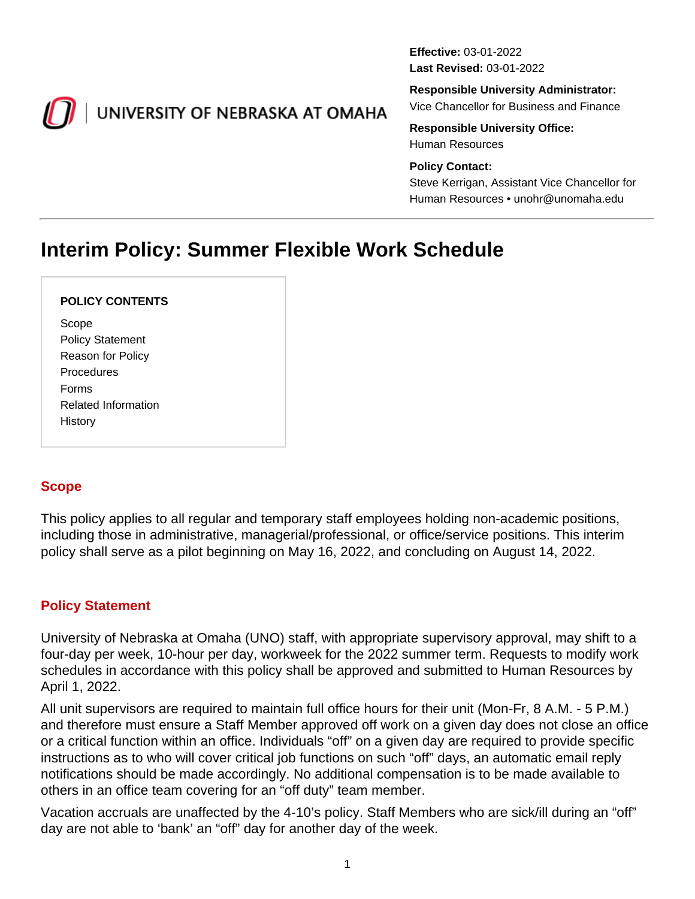UNIVERSITY OF NEBRASKA AT OMAHA

**Effective:** 03-01-2022
**Last Revised:** 03-01-2022

**Responsible University Administrator:**
Vice Chancellor for Business and Finance

**Responsible University Office:**
Human Resources

**Policy Contact:**
Steve Kerrigan, Assistant Vice Chancellor for Human Resources • unohr@unomaha.edu

# Interim Policy: Summer Flexible Work Schedule

**POLICY CONTENTS**

- Scope
- Policy Statement
- Reason for Policy
- Procedures
- Forms
- Related Information
- History

## Scope

This policy applies to all regular and temporary staff employees holding non-academic positions, including those in administrative, managerial/professional, or office/service positions. This interim policy shall serve as a pilot beginning on May 16, 2022, and concluding on August 14, 2022.

## Policy Statement

University of Nebraska at Omaha (UNO) staff, with appropriate supervisory approval, may shift to a four-day per week, 10-hour per day, workweek for the 2022 summer term. Requests to modify work schedules in accordance with this policy shall be approved and submitted to Human Resources by April 1, 2022.

All unit supervisors are required to maintain full office hours for their unit (Mon-Fr, 8 A.M. - 5 P.M.) and therefore must ensure a Staff Member approved off work on a given day does not close an office or a critical function within an office. Individuals “off” on a given day are required to provide specific instructions as to who will cover critical job functions on such “off” days, an automatic email reply notifications should be made accordingly. No additional compensation is to be made available to others in an office team covering for an “off duty” team member.

Vacation accruals are unaffected by the 4-10’s policy. Staff Members who are sick/ill during an “off” day are not able to ‘bank’ an “off” day for another day of the week.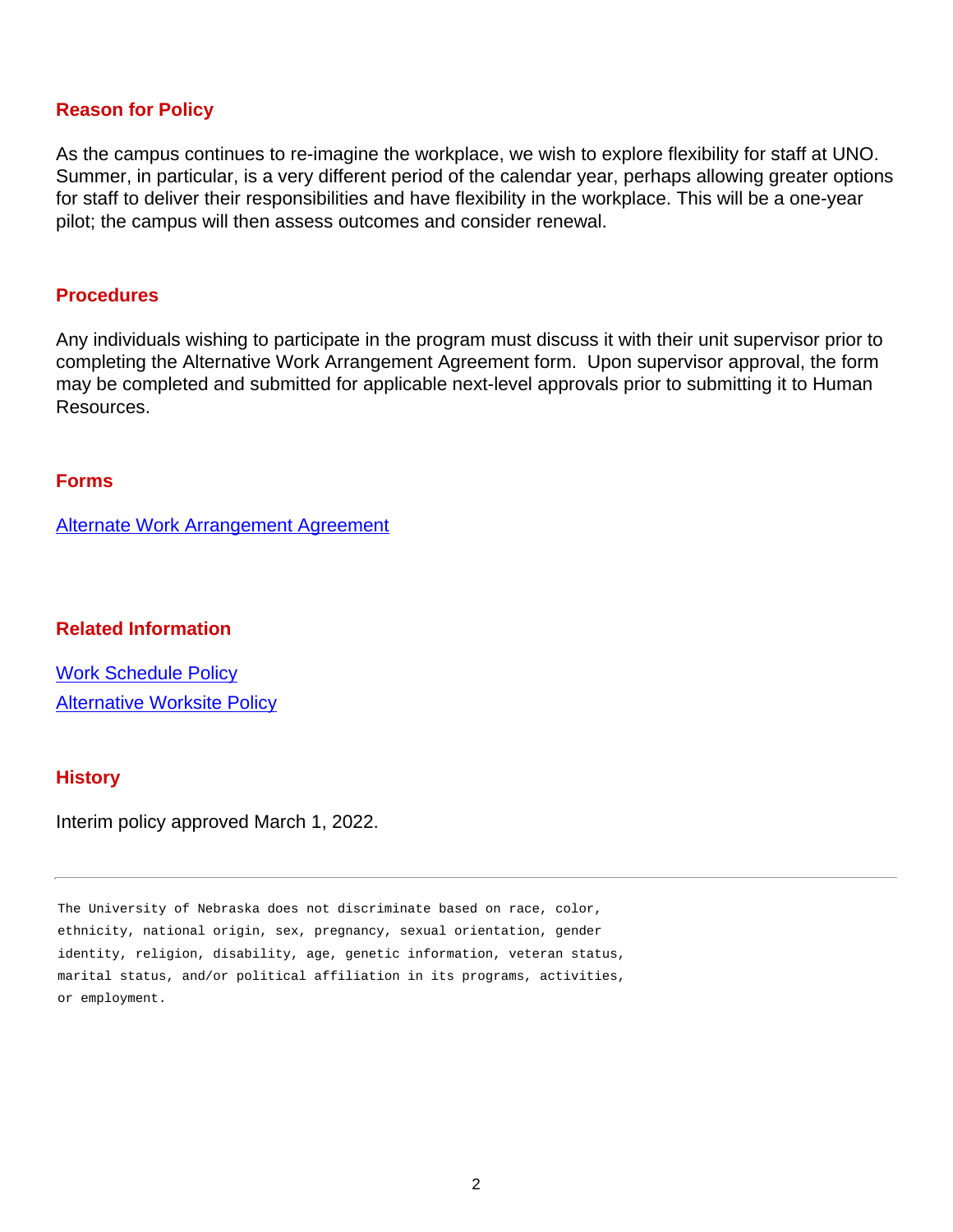## Reason for Policy

As the campus continues to re-imagine the workplace, we wish to explore flexibility for staff at UNO. Summer, in particular, is a very different period of the calendar year, perhaps allowing greater options for staff to deliver their responsibilities and have flexibility in the workplace. This will be a one-year pilot; the campus will then assess outcomes and consider renewal.

## Procedures

Any individuals wishing to participate in the program must discuss it with their unit supervisor prior to completing the Alternative Work Arrangement Agreement form. Upon supervisor approval, the form may be completed and submitted for applicable next-level approvals prior to submitting it to Human Resources.

## Forms

Alternate Work Arrangement Agreement

## Related Information

Work Schedule Policy

Alternative Worksite Policy

## History

Interim policy approved March 1, 2022.

---

The University of Nebraska does not discriminate based on race, color, ethnicity, national origin, sex, pregnancy, sexual orientation, gender identity, religion, disability, age, genetic information, veteran status, marital status, and/or political affiliation in its programs, activities, or employment.